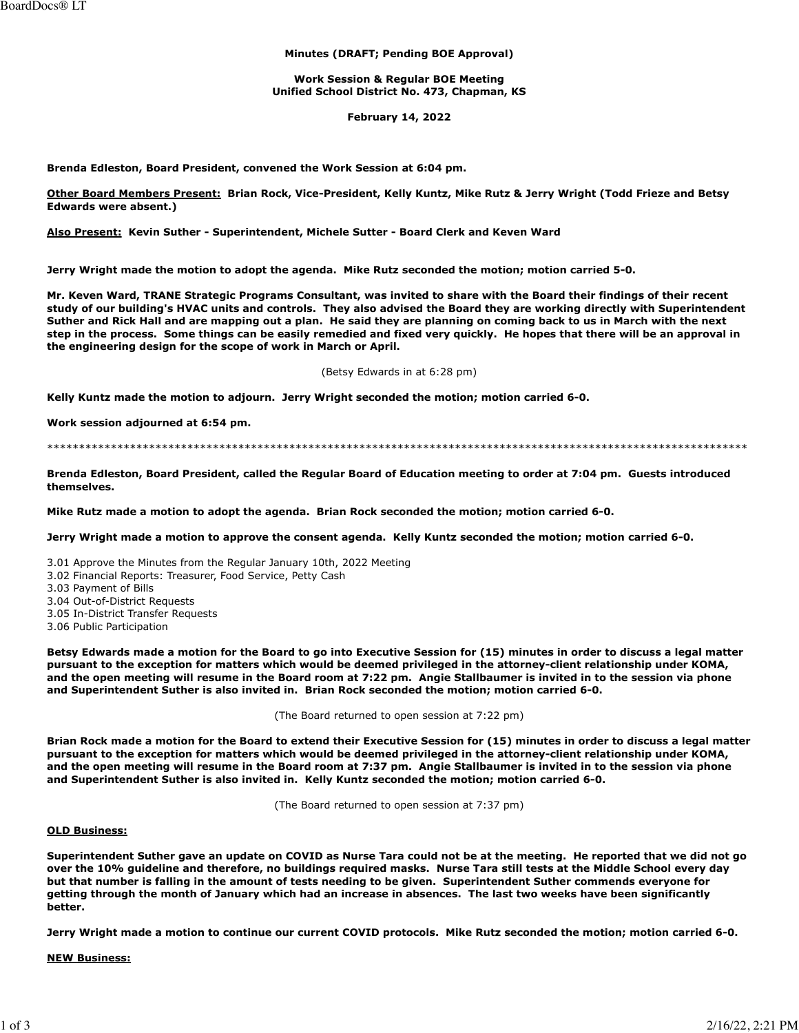**Minutes (DRAFT; Pending BOE Approval)**

**Work Session & Regular BOE Meeting**
**Unified School District No. 473, Chapman, KS**

**February 14, 2022**

**Brenda Edleston, Board President, convened the Work Session at 6:04 pm.**

**<u>Other Board Members Present:</u> Brian Rock, Vice-President, Kelly Kuntz, Mike Rutz & Jerry Wright (Todd Frieze and Betsy Edwards were absent.)**

**<u>Also Present:</u> Kevin Suther - Superintendent, Michele Sutter - Board Clerk and Keven Ward**

**Jerry Wright made the motion to adopt the agenda. Mike Rutz seconded the motion; motion carried 5-0.**

**Mr. Keven Ward, TRANE Strategic Programs Consultant, was invited to share with the Board their findings of their recent study of our building's HVAC units and controls. They also advised the Board they are working directly with Superintendent Suther and Rick Hall and are mapping out a plan. He said they are planning on coming back to us in March with the next step in the process. Some things can be easily remedied and fixed very quickly. He hopes that there will be an approval in the engineering design for the scope of work in March or April.**

(Betsy Edwards in at 6:28 pm)

**Kelly Kuntz made the motion to adjourn. Jerry Wright seconded the motion; motion carried 6-0.**

**Work session adjourned at 6:54 pm.**

*******************************************************************************************************************

**Brenda Edleston, Board President, called the Regular Board of Education meeting to order at 7:04 pm. Guests introduced themselves.**

**Mike Rutz made a motion to adopt the agenda. Brian Rock seconded the motion; motion carried 6-0.**

**Jerry Wright made a motion to approve the consent agenda. Kelly Kuntz seconded the motion; motion carried 6-0.**

3.01 Approve the Minutes from the Regular January 10th, 2022 Meeting
3.02 Financial Reports: Treasurer, Food Service, Petty Cash
3.03 Payment of Bills
3.04 Out-of-District Requests
3.05 In-District Transfer Requests
3.06 Public Participation

**Betsy Edwards made a motion for the Board to go into Executive Session for (15) minutes in order to discuss a legal matter pursuant to the exception for matters which would be deemed privileged in the attorney-client relationship under KOMA, and the open meeting will resume in the Board room at 7:22 pm. Angie Stallbaumer is invited in to the session via phone and Superintendent Suther is also invited in. Brian Rock seconded the motion; motion carried 6-0.**

(The Board returned to open session at 7:22 pm)

**Brian Rock made a motion for the Board to extend their Executive Session for (15) minutes in order to discuss a legal matter pursuant to the exception for matters which would be deemed privileged in the attorney-client relationship under KOMA, and the open meeting will resume in the Board room at 7:37 pm. Angie Stallbaumer is invited in to the session via phone and Superintendent Suther is also invited in. Kelly Kuntz seconded the motion; motion carried 6-0.**

(The Board returned to open session at 7:37 pm)

**<u>OLD Business:</u>**

**Superintendent Suther gave an update on COVID as Nurse Tara could not be at the meeting. He reported that we did not go over the 10% guideline and therefore, no buildings required masks. Nurse Tara still tests at the Middle School every day but that number is falling in the amount of tests needing to be given. Superintendent Suther commends everyone for getting through the month of January which had an increase in absences. The last two weeks have been significantly better.**

**Jerry Wright made a motion to continue our current COVID protocols. Mike Rutz seconded the motion; motion carried 6-0.**

**<u>NEW Business:</u>**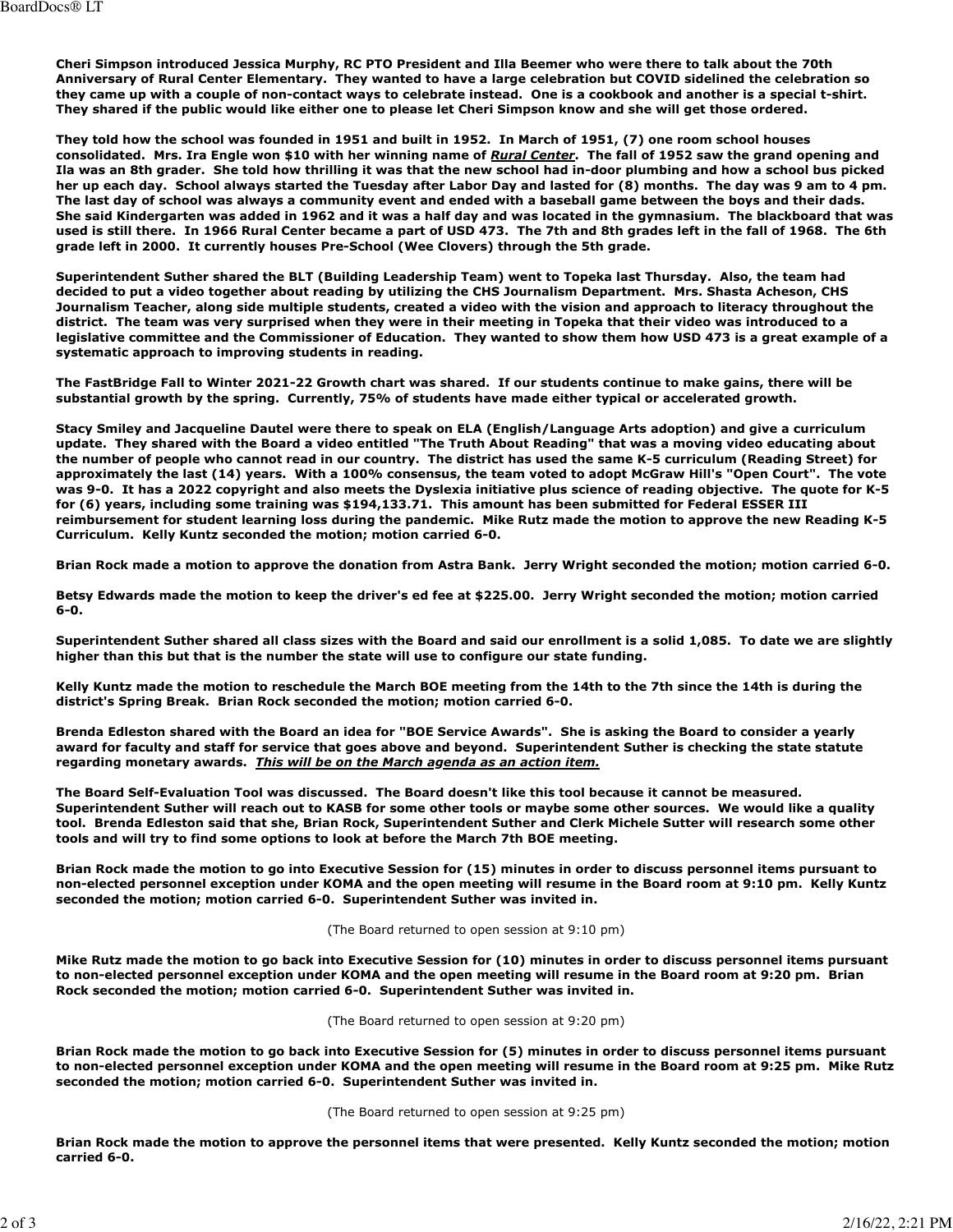**Cheri Simpson introduced Jessica Murphy, RC PTO President and Illa Beemer who were there to talk about the 70th Anniversary of Rural Center Elementary. They wanted to have a large celebration but COVID sidelined the celebration so they came up with a couple of non-contact ways to celebrate instead. One is a cookbook and another is a special t-shirt. They shared if the public would like either one to please let Cheri Simpson know and she will get those ordered.**

**They told how the school was founded in 1951 and built in 1952. In March of 1951, (7) one room school houses consolidated. Mrs. Ira Engle won $10 with her winning name of _Rural Center_. The fall of 1952 saw the grand opening and Ila was an 8th grader. She told how thrilling it was that the new school had in-door plumbing and how a school bus picked her up each day. School always started the Tuesday after Labor Day and lasted for (8) months. The day was 9 am to 4 pm. The last day of school was always a community event and ended with a baseball game between the boys and their dads. She said Kindergarten was added in 1962 and it was a half day and was located in the gymnasium. The blackboard that was used is still there. In 1966 Rural Center became a part of USD 473. The 7th and 8th grades left in the fall of 1968. The 6th grade left in 2000. It currently houses Pre-School (Wee Clovers) through the 5th grade.**

**Superintendent Suther shared the BLT (Building Leadership Team) went to Topeka last Thursday. Also, the team had decided to put a video together about reading by utilizing the CHS Journalism Department. Mrs. Shasta Acheson, CHS Journalism Teacher, along side multiple students, created a video with the vision and approach to literacy throughout the district. The team was very surprised when they were in their meeting in Topeka that their video was introduced to a legislative committee and the Commissioner of Education. They wanted to show them how USD 473 is a great example of a systematic approach to improving students in reading.**

**The FastBridge Fall to Winter 2021-22 Growth chart was shared. If our students continue to make gains, there will be substantial growth by the spring. Currently, 75% of students have made either typical or accelerated growth.**

**Stacy Smiley and Jacqueline Dautel were there to speak on ELA (English/Language Arts adoption) and give a curriculum update. They shared with the Board a video entitled "The Truth About Reading" that was a moving video educating about the number of people who cannot read in our country. The district has used the same K-5 curriculum (Reading Street) for approximately the last (14) years. With a 100% consensus, the team voted to adopt McGraw Hill's "Open Court". The vote was 9-0. It has a 2022 copyright and also meets the Dyslexia initiative plus science of reading objective. The quote for K-5 for (6) years, including some training was $194,133.71. This amount has been submitted for Federal ESSER III reimbursement for student learning loss during the pandemic. Mike Rutz made the motion to approve the new Reading K-5 Curriculum. Kelly Kuntz seconded the motion; motion carried 6-0.**

**Brian Rock made a motion to approve the donation from Astra Bank. Jerry Wright seconded the motion; motion carried 6-0.**

**Betsy Edwards made the motion to keep the driver's ed fee at $225.00. Jerry Wright seconded the motion; motion carried 6-0.**

**Superintendent Suther shared all class sizes with the Board and said our enrollment is a solid 1,085. To date we are slightly higher than this but that is the number the state will use to configure our state funding.**

**Kelly Kuntz made the motion to reschedule the March BOE meeting from the 14th to the 7th since the 14th is during the district's Spring Break. Brian Rock seconded the motion; motion carried 6-0.**

**Brenda Edleston shared with the Board an idea for "BOE Service Awards". She is asking the Board to consider a yearly award for faculty and staff for service that goes above and beyond. Superintendent Suther is checking the state statute regarding monetary awards. _This will be on the March agenda as an action item._**

**The Board Self-Evaluation Tool was discussed. The Board doesn't like this tool because it cannot be measured. Superintendent Suther will reach out to KASB for some other tools or maybe some other sources. We would like a quality tool. Brenda Edleston said that she, Brian Rock, Superintendent Suther and Clerk Michele Sutter will research some other tools and will try to find some options to look at before the March 7th BOE meeting.**

**Brian Rock made the motion to go into Executive Session for (15) minutes in order to discuss personnel items pursuant to non-elected personnel exception under KOMA and the open meeting will resume in the Board room at 9:10 pm. Kelly Kuntz seconded the motion; motion carried 6-0. Superintendent Suther was invited in.**

(The Board returned to open session at 9:10 pm)

**Mike Rutz made the motion to go back into Executive Session for (10) minutes in order to discuss personnel items pursuant to non-elected personnel exception under KOMA and the open meeting will resume in the Board room at 9:20 pm. Brian Rock seconded the motion; motion carried 6-0. Superintendent Suther was invited in.**

(The Board returned to open session at 9:20 pm)

**Brian Rock made the motion to go back into Executive Session for (5) minutes in order to discuss personnel items pursuant to non-elected personnel exception under KOMA and the open meeting will resume in the Board room at 9:25 pm. Mike Rutz seconded the motion; motion carried 6-0. Superintendent Suther was invited in.**

(The Board returned to open session at 9:25 pm)

**Brian Rock made the motion to approve the personnel items that were presented. Kelly Kuntz seconded the motion; motion carried 6-0.**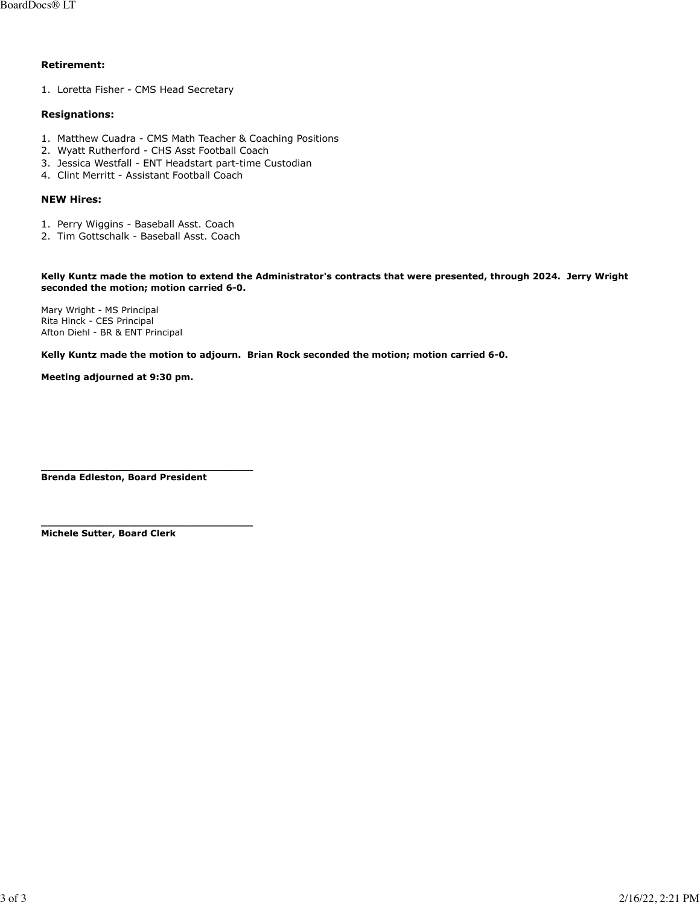**Retirement:**

1. Loretta Fisher - CMS Head Secretary

**Resignations:**

1. Matthew Cuadra - CMS Math Teacher & Coaching Positions
2. Wyatt Rutherford - CHS Asst Football Coach
3. Jessica Westfall - ENT Headstart part-time Custodian
4. Clint Merritt - Assistant Football Coach

**NEW Hires:**

1. Perry Wiggins - Baseball Asst. Coach
2. Tim Gottschalk - Baseball Asst. Coach

**Kelly Kuntz made the motion to extend the Administrator's contracts that were presented, through 2024. Jerry Wright seconded the motion; motion carried 6-0.**

Mary Wright - MS Principal
Rita Hinck - CES Principal
Afton Diehl - BR & ENT Principal

**Kelly Kuntz made the motion to adjourn. Brian Rock seconded the motion; motion carried 6-0.**

**Meeting adjourned at 9:30 pm.**

___________________________________
**Brenda Edleston, Board President**

___________________________________
**Michele Sutter, Board Clerk**